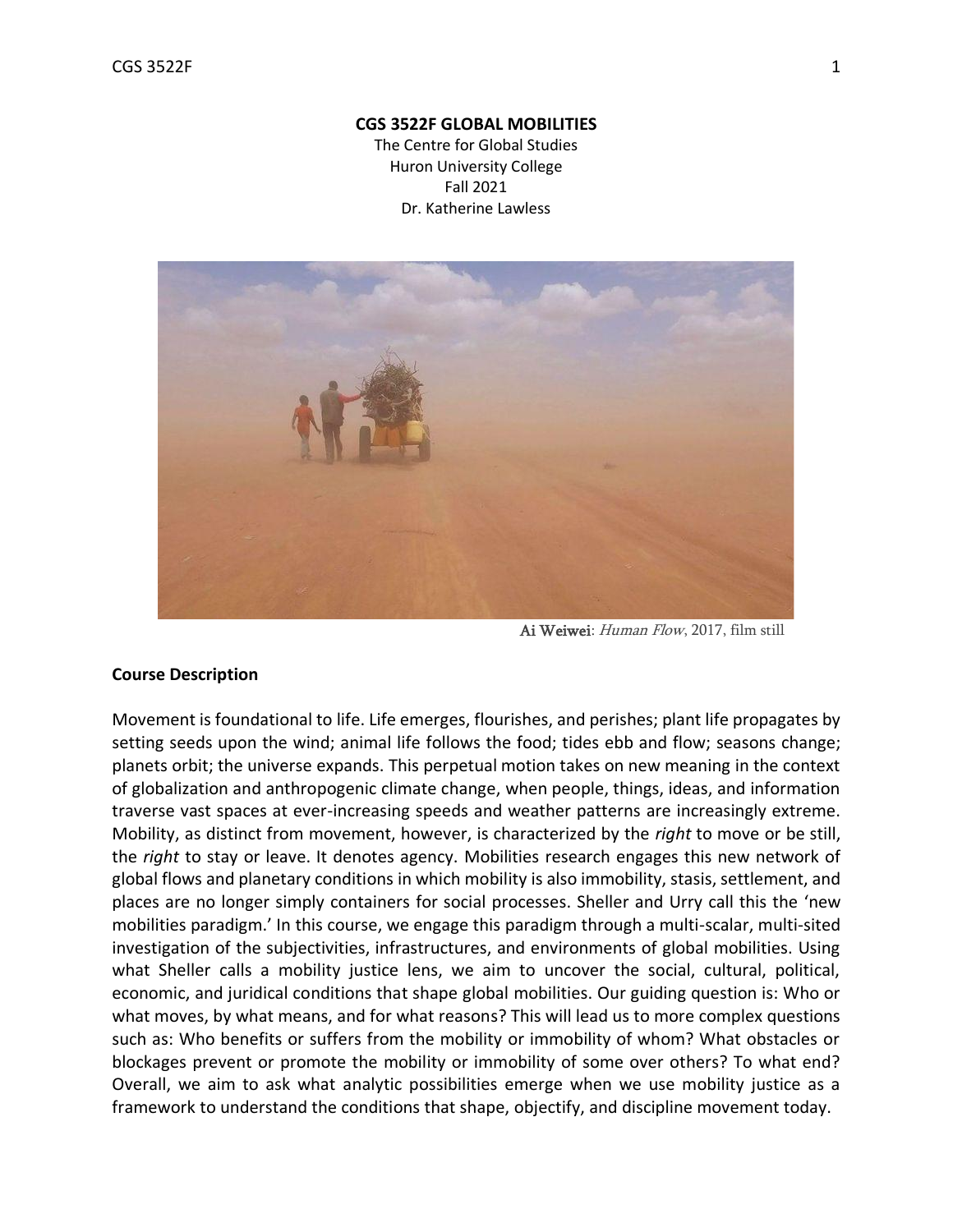# CGS 3522F GLOBAL MOBILITIES

The Centre for Global Studies
Huron University College
Fall 2021
Dr. Katherine Lawless

**Ai Weiwei**: *Human Flow*, 2017, film still

## Course Description

Movement is foundational to life. Life emerges, flourishes, and perishes; plant life propagates by setting seeds upon the wind; animal life follows the food; tides ebb and flow; seasons change; planets orbit; the universe expands. This perpetual motion takes on new meaning in the context of globalization and anthropogenic climate change, when people, things, ideas, and information traverse vast spaces at ever-increasing speeds and weather patterns are increasingly extreme. Mobility, as distinct from movement, however, is characterized by the *right* to move or be still, the *right* to stay or leave. It denotes agency. Mobilities research engages this new network of global flows and planetary conditions in which mobility is also immobility, stasis, settlement, and places are no longer simply containers for social processes. Sheller and Urry call this the 'new mobilities paradigm.' In this course, we engage this paradigm through a multi-scalar, multi-sited investigation of the subjectivities, infrastructures, and environments of global mobilities. Using what Sheller calls a mobility justice lens, we aim to uncover the social, cultural, political, economic, and juridical conditions that shape global mobilities. Our guiding question is: Who or what moves, by what means, and for what reasons? This will lead us to more complex questions such as: Who benefits or suffers from the mobility or immobility of whom? What obstacles or blockages prevent or promote the mobility or immobility of some over others? To what end? Overall, we aim to ask what analytic possibilities emerge when we use mobility justice as a framework to understand the conditions that shape, objectify, and discipline movement today.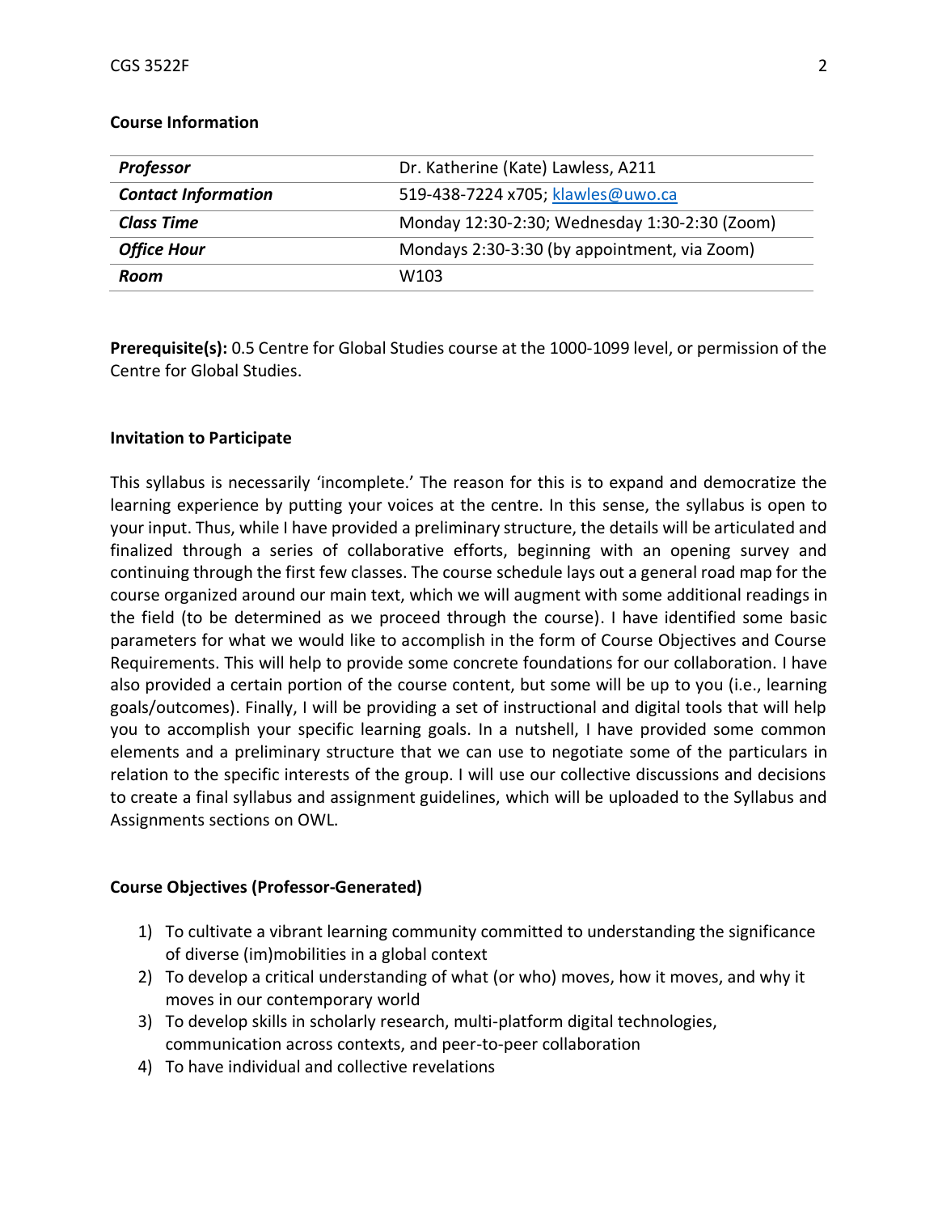## Course Information

| | |
|---|---|
| ***Professor*** | Dr. Katherine (Kate) Lawless, A211 |
| ***Contact Information*** | 519-438-7224 x705; klawles@uwo.ca |
| ***Class Time*** | Monday 12:30-2:30; Wednesday 1:30-2:30 (Zoom) |
| ***Office Hour*** | Mondays 2:30-3:30 (by appointment, via Zoom) |
| ***Room*** | W103 |

**Prerequisite(s):** 0.5 Centre for Global Studies course at the 1000-1099 level, or permission of the Centre for Global Studies.

## Invitation to Participate

This syllabus is necessarily 'incomplete.' The reason for this is to expand and democratize the learning experience by putting your voices at the centre. In this sense, the syllabus is open to your input. Thus, while I have provided a preliminary structure, the details will be articulated and finalized through a series of collaborative efforts, beginning with an opening survey and continuing through the first few classes. The course schedule lays out a general road map for the course organized around our main text, which we will augment with some additional readings in the field (to be determined as we proceed through the course). I have identified some basic parameters for what we would like to accomplish in the form of Course Objectives and Course Requirements. This will help to provide some concrete foundations for our collaboration. I have also provided a certain portion of the course content, but some will be up to you (i.e., learning goals/outcomes). Finally, I will be providing a set of instructional and digital tools that will help you to accomplish your specific learning goals. In a nutshell, I have provided some common elements and a preliminary structure that we can use to negotiate some of the particulars in relation to the specific interests of the group. I will use our collective discussions and decisions to create a final syllabus and assignment guidelines, which will be uploaded to the Syllabus and Assignments sections on OWL.

## Course Objectives (Professor-Generated)

1) To cultivate a vibrant learning community committed to understanding the significance of diverse (im)mobilities in a global context
2) To develop a critical understanding of what (or who) moves, how it moves, and why it moves in our contemporary world
3) To develop skills in scholarly research, multi-platform digital technologies, communication across contexts, and peer-to-peer collaboration
4) To have individual and collective revelations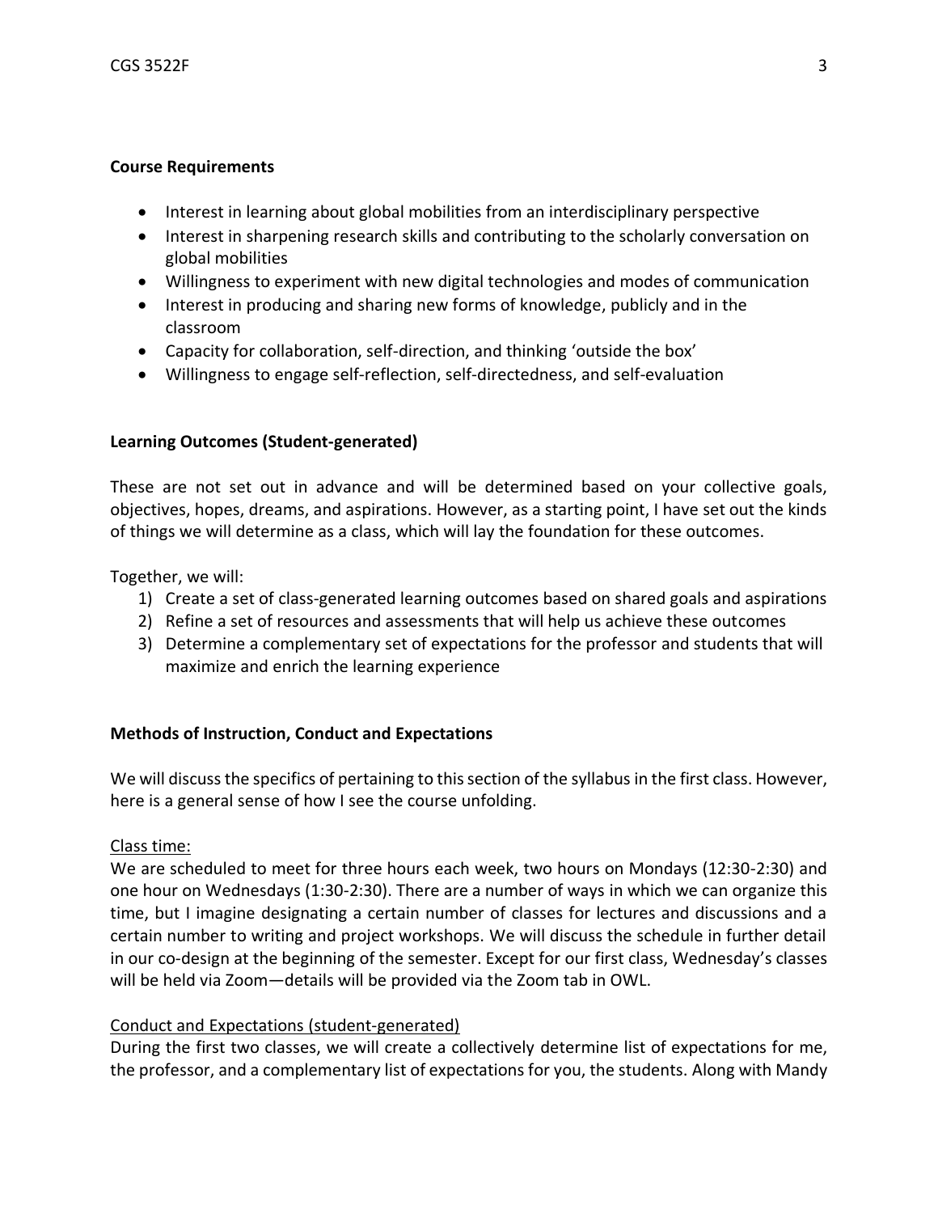**Course Requirements**

- Interest in learning about global mobilities from an interdisciplinary perspective
- Interest in sharpening research skills and contributing to the scholarly conversation on global mobilities
- Willingness to experiment with new digital technologies and modes of communication
- Interest in producing and sharing new forms of knowledge, publicly and in the classroom
- Capacity for collaboration, self-direction, and thinking 'outside the box'
- Willingness to engage self-reflection, self-directedness, and self-evaluation

**Learning Outcomes (Student-generated)**

These are not set out in advance and will be determined based on your collective goals, objectives, hopes, dreams, and aspirations. However, as a starting point, I have set out the kinds of things we will determine as a class, which will lay the foundation for these outcomes.

Together, we will:

1) Create a set of class-generated learning outcomes based on shared goals and aspirations
2) Refine a set of resources and assessments that will help us achieve these outcomes
3) Determine a complementary set of expectations for the professor and students that will maximize and enrich the learning experience

**Methods of Instruction, Conduct and Expectations**

We will discuss the specifics of pertaining to this section of the syllabus in the first class. However, here is a general sense of how I see the course unfolding.

Class time:

We are scheduled to meet for three hours each week, two hours on Mondays (12:30-2:30) and one hour on Wednesdays (1:30-2:30). There are a number of ways in which we can organize this time, but I imagine designating a certain number of classes for lectures and discussions and a certain number to writing and project workshops. We will discuss the schedule in further detail in our co-design at the beginning of the semester. Except for our first class, Wednesday's classes will be held via Zoom—details will be provided via the Zoom tab in OWL.

Conduct and Expectations (student-generated)

During the first two classes, we will create a collectively determine list of expectations for me, the professor, and a complementary list of expectations for you, the students. Along with Mandy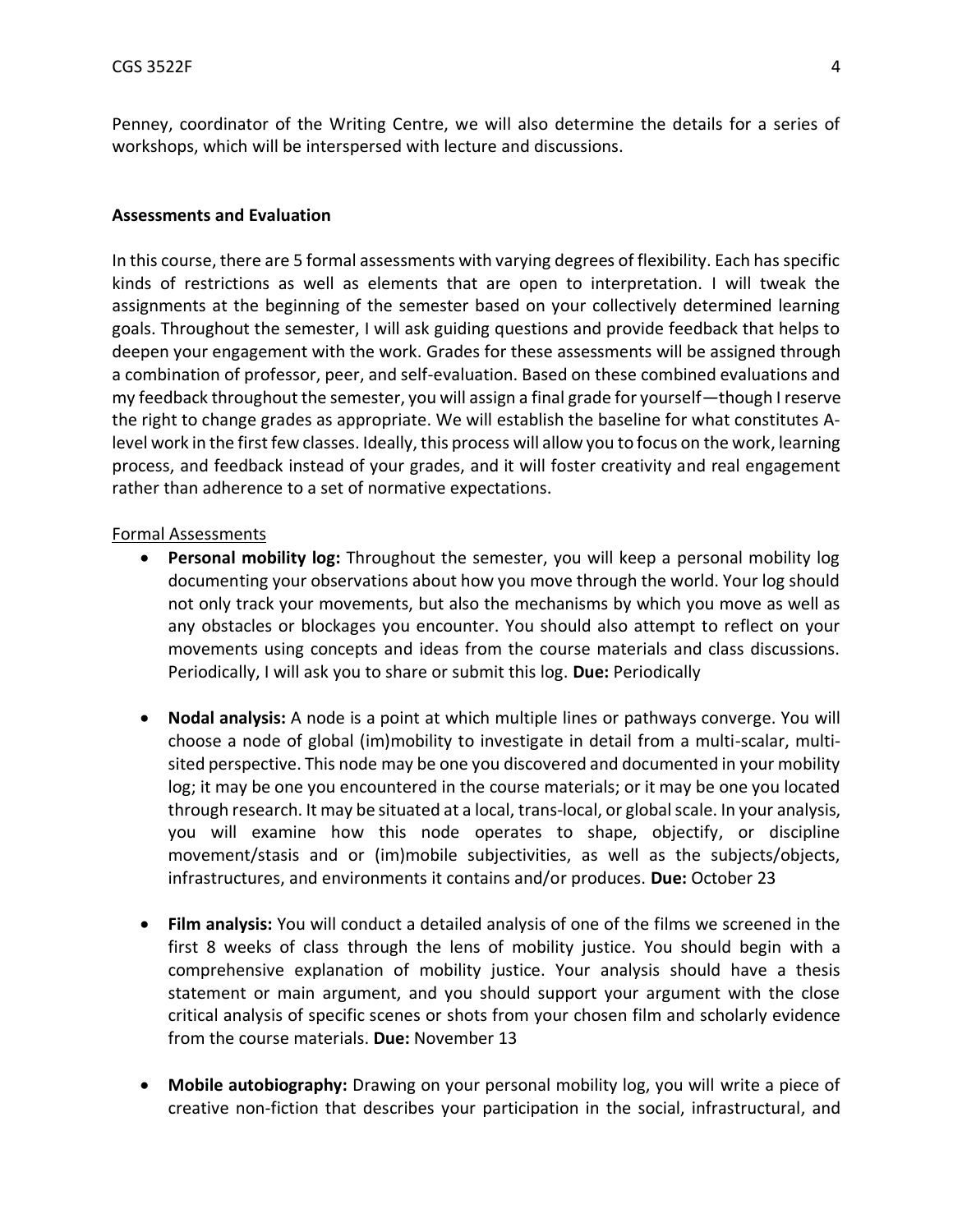Penney, coordinator of the Writing Centre, we will also determine the details for a series of workshops, which will be interspersed with lecture and discussions.

**Assessments and Evaluation**

In this course, there are 5 formal assessments with varying degrees of flexibility. Each has specific kinds of restrictions as well as elements that are open to interpretation. I will tweak the assignments at the beginning of the semester based on your collectively determined learning goals. Throughout the semester, I will ask guiding questions and provide feedback that helps to deepen your engagement with the work. Grades for these assessments will be assigned through a combination of professor, peer, and self-evaluation. Based on these combined evaluations and my feedback throughout the semester, you will assign a final grade for yourself—though I reserve the right to change grades as appropriate. We will establish the baseline for what constitutes A-level work in the first few classes. Ideally, this process will allow you to focus on the work, learning process, and feedback instead of your grades, and it will foster creativity and real engagement rather than adherence to a set of normative expectations.

Formal Assessments

- **Personal mobility log:** Throughout the semester, you will keep a personal mobility log documenting your observations about how you move through the world. Your log should not only track your movements, but also the mechanisms by which you move as well as any obstacles or blockages you encounter. You should also attempt to reflect on your movements using concepts and ideas from the course materials and class discussions. Periodically, I will ask you to share or submit this log. **Due:** Periodically

- **Nodal analysis:** A node is a point at which multiple lines or pathways converge. You will choose a node of global (im)mobility to investigate in detail from a multi-scalar, multi-sited perspective. This node may be one you discovered and documented in your mobility log; it may be one you encountered in the course materials; or it may be one you located through research. It may be situated at a local, trans-local, or global scale. In your analysis, you will examine how this node operates to shape, objectify, or discipline movement/stasis and or (im)mobile subjectivities, as well as the subjects/objects, infrastructures, and environments it contains and/or produces. **Due:** October 23

- **Film analysis:** You will conduct a detailed analysis of one of the films we screened in the first 8 weeks of class through the lens of mobility justice. You should begin with a comprehensive explanation of mobility justice. Your analysis should have a thesis statement or main argument, and you should support your argument with the close critical analysis of specific scenes or shots from your chosen film and scholarly evidence from the course materials. **Due:** November 13

- **Mobile autobiography:** Drawing on your personal mobility log, you will write a piece of creative non-fiction that describes your participation in the social, infrastructural, and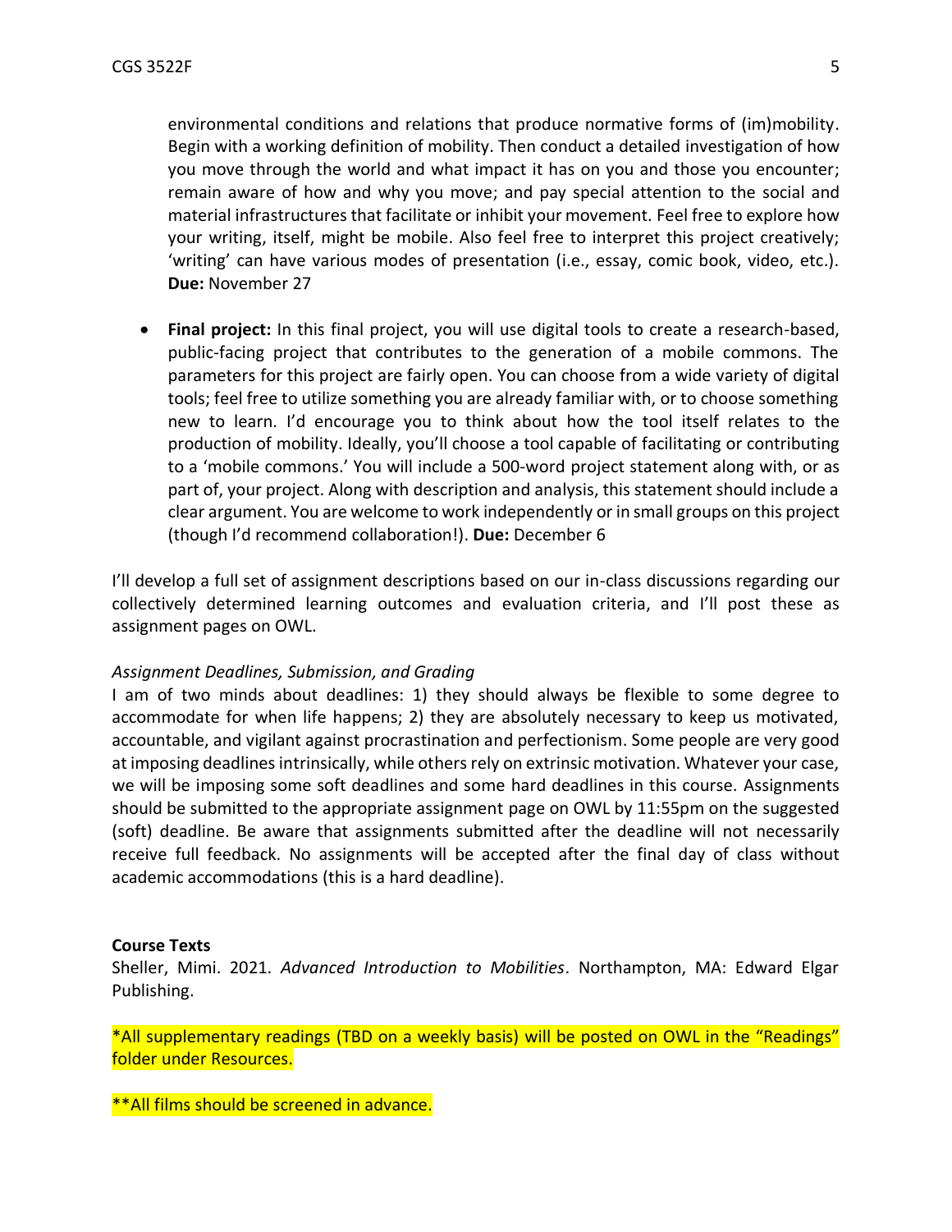environmental conditions and relations that produce normative forms of (im)mobility. Begin with a working definition of mobility. Then conduct a detailed investigation of how you move through the world and what impact it has on you and those you encounter; remain aware of how and why you move; and pay special attention to the social and material infrastructures that facilitate or inhibit your movement. Feel free to explore how your writing, itself, might be mobile. Also feel free to interpret this project creatively; 'writing' can have various modes of presentation (i.e., essay, comic book, video, etc.). **Due:** November 27

- **Final project:** In this final project, you will use digital tools to create a research-based, public-facing project that contributes to the generation of a mobile commons. The parameters for this project are fairly open. You can choose from a wide variety of digital tools; feel free to utilize something you are already familiar with, or to choose something new to learn. I'd encourage you to think about how the tool itself relates to the production of mobility. Ideally, you'll choose a tool capable of facilitating or contributing to a 'mobile commons.' You will include a 500-word project statement along with, or as part of, your project. Along with description and analysis, this statement should include a clear argument. You are welcome to work independently or in small groups on this project (though I'd recommend collaboration!). **Due:** December 6

I'll develop a full set of assignment descriptions based on our in-class discussions regarding our collectively determined learning outcomes and evaluation criteria, and I'll post these as assignment pages on OWL.

*Assignment Deadlines, Submission, and Grading*

I am of two minds about deadlines: 1) they should always be flexible to some degree to accommodate for when life happens; 2) they are absolutely necessary to keep us motivated, accountable, and vigilant against procrastination and perfectionism. Some people are very good at imposing deadlines intrinsically, while others rely on extrinsic motivation. Whatever your case, we will be imposing some soft deadlines and some hard deadlines in this course. Assignments should be submitted to the appropriate assignment page on OWL by 11:55pm on the suggested (soft) deadline. Be aware that assignments submitted after the deadline will not necessarily receive full feedback. No assignments will be accepted after the final day of class without academic accommodations (this is a hard deadline).

**Course Texts**

Sheller, Mimi. 2021. *Advanced Introduction to Mobilities*. Northampton, MA: Edward Elgar Publishing.

*All supplementary readings (TBD on a weekly basis) will be posted on OWL in the "Readings" folder under Resources.

**All films should be screened in advance.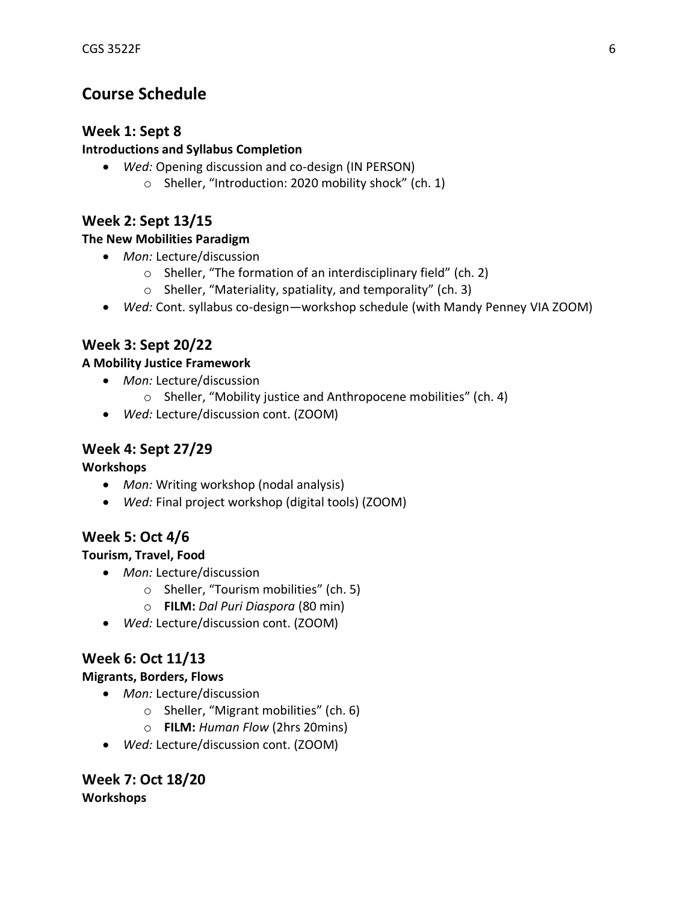## Course Schedule

### Week 1: Sept 8

**Introductions and Syllabus Completion**

- *Wed:* Opening discussion and co-design (IN PERSON)
    - Sheller, "Introduction: 2020 mobility shock" (ch. 1)

### Week 2: Sept 13/15

**The New Mobilities Paradigm**

- *Mon:* Lecture/discussion
    - Sheller, "The formation of an interdisciplinary field" (ch. 2)
    - Sheller, "Materiality, spatiality, and temporality" (ch. 3)
- *Wed:* Cont. syllabus co-design—workshop schedule (with Mandy Penney VIA ZOOM)

### Week 3: Sept 20/22

**A Mobility Justice Framework**

- *Mon:* Lecture/discussion
    - Sheller, "Mobility justice and Anthropocene mobilities" (ch. 4)
- *Wed:* Lecture/discussion cont. (ZOOM)

### Week 4: Sept 27/29

**Workshops**

- *Mon:* Writing workshop (nodal analysis)
- *Wed:* Final project workshop (digital tools) (ZOOM)

### Week 5: Oct 4/6

**Tourism, Travel, Food**

- *Mon:* Lecture/discussion
    - Sheller, "Tourism mobilities" (ch. 5)
    - **FILM:** *Dal Puri Diaspora* (80 min)
- *Wed:* Lecture/discussion cont. (ZOOM)

### Week 6: Oct 11/13

**Migrants, Borders, Flows**

- *Mon:* Lecture/discussion
    - Sheller, "Migrant mobilities" (ch. 6)
    - **FILM:** *Human Flow* (2hrs 20mins)
- *Wed:* Lecture/discussion cont. (ZOOM)

### Week 7: Oct 18/20

**Workshops**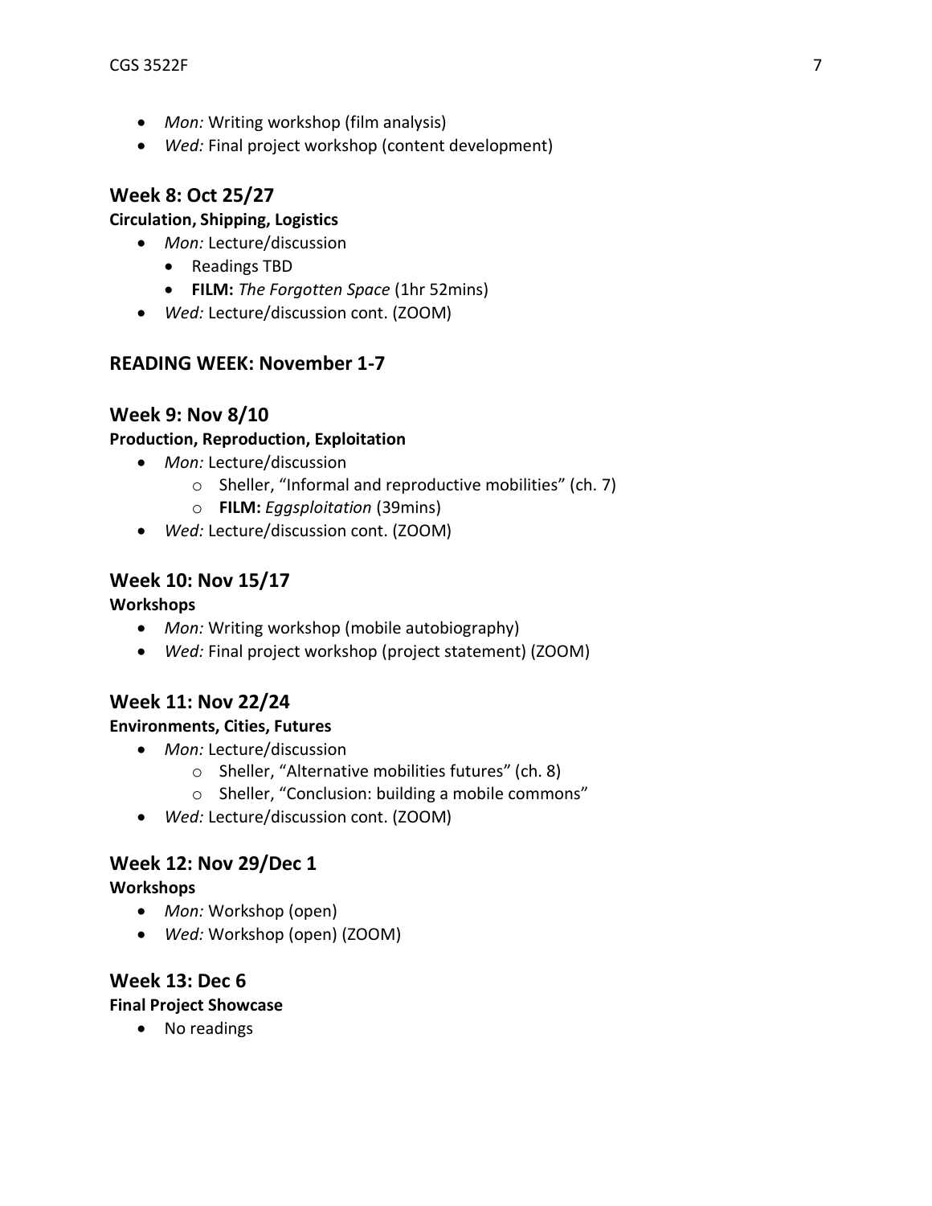- *Mon:* Writing workshop (film analysis)
- *Wed:* Final project workshop (content development)

## Week 8: Oct 25/27

**Circulation, Shipping, Logistics**

- *Mon:* Lecture/discussion
    - Readings TBD
    - **FILM:** *The Forgotten Space* (1hr 52mins)
- *Wed:* Lecture/discussion cont. (ZOOM)

## READING WEEK: November 1-7

## Week 9: Nov 8/10

**Production, Reproduction, Exploitation**

- *Mon:* Lecture/discussion
    - Sheller, "Informal and reproductive mobilities" (ch. 7)
    - **FILM:** *Eggsploitation* (39mins)
- *Wed:* Lecture/discussion cont. (ZOOM)

## Week 10: Nov 15/17

**Workshops**

- *Mon:* Writing workshop (mobile autobiography)
- *Wed:* Final project workshop (project statement) (ZOOM)

## Week 11: Nov 22/24

**Environments, Cities, Futures**

- *Mon:* Lecture/discussion
    - Sheller, "Alternative mobilities futures" (ch. 8)
    - Sheller, "Conclusion: building a mobile commons"
- *Wed:* Lecture/discussion cont. (ZOOM)

## Week 12: Nov 29/Dec 1

**Workshops**

- *Mon:* Workshop (open)
- *Wed:* Workshop (open) (ZOOM)

## Week 13: Dec 6

**Final Project Showcase**

- No readings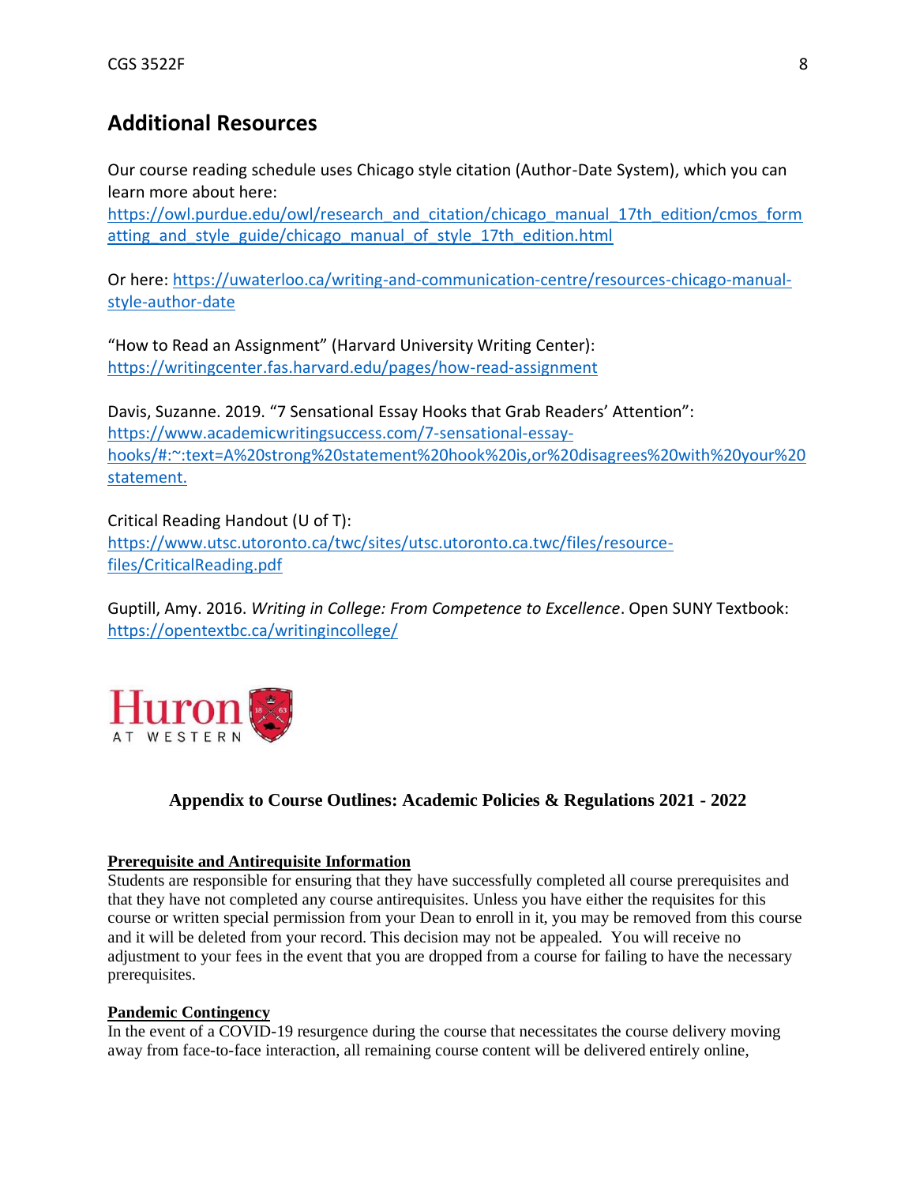## Additional Resources

Our course reading schedule uses Chicago style citation (Author-Date System), which you can learn more about here: https://owl.purdue.edu/owl/research_and_citation/chicago_manual_17th_edition/cmos_formatting_and_style_guide/chicago_manual_of_style_17th_edition.html

Or here: https://uwaterloo.ca/writing-and-communication-centre/resources-chicago-manual-style-author-date

"How to Read an Assignment" (Harvard University Writing Center): https://writingcenter.fas.harvard.edu/pages/how-read-assignment

Davis, Suzanne. 2019. "7 Sensational Essay Hooks that Grab Readers' Attention": https://www.academicwritingsuccess.com/7-sensational-essay-hooks/#:~:text=A%20strong%20statement%20hook%20is,or%20disagrees%20with%20your%20statement.

Critical Reading Handout (U of T): https://www.utsc.utoronto.ca/twc/sites/utsc.utoronto.ca.twc/files/resource-files/CriticalReading.pdf

Guptill, Amy. 2016. *Writing in College: From Competence to Excellence*. Open SUNY Textbook: https://opentextbc.ca/writingincollege/

Huron AT WESTERN

### Appendix to Course Outlines: Academic Policies & Regulations 2021 - 2022

**Prerequisite and Antirequisite Information**

Students are responsible for ensuring that they have successfully completed all course prerequisites and that they have not completed any course antirequisites. Unless you have either the requisites for this course or written special permission from your Dean to enroll in it, you may be removed from this course and it will be deleted from your record. This decision may not be appealed. You will receive no adjustment to your fees in the event that you are dropped from a course for failing to have the necessary prerequisites.

**Pandemic Contingency**

In the event of a COVID-19 resurgence during the course that necessitates the course delivery moving away from face-to-face interaction, all remaining course content will be delivered entirely online,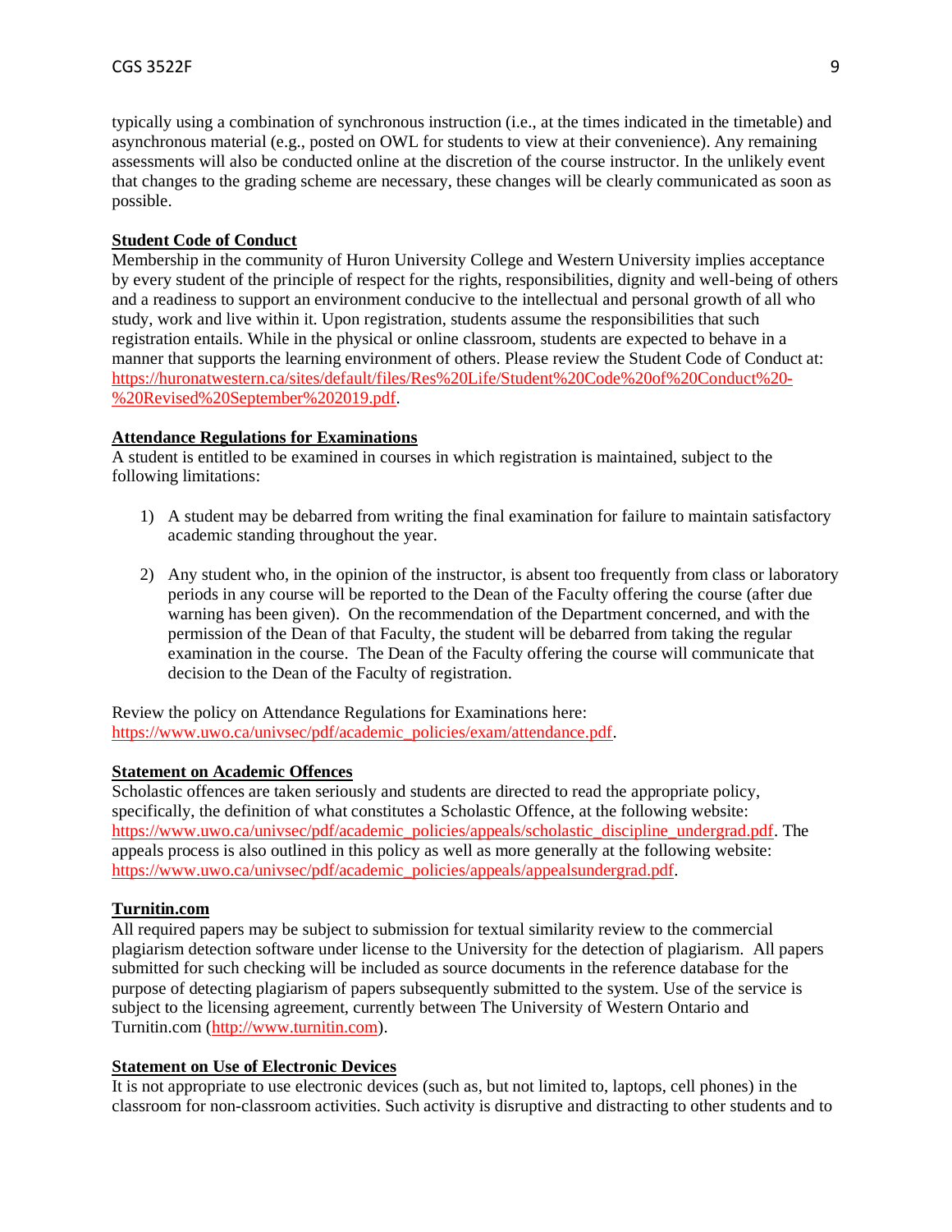typically using a combination of synchronous instruction (i.e., at the times indicated in the timetable) and asynchronous material (e.g., posted on OWL for students to view at their convenience). Any remaining assessments will also be conducted online at the discretion of the course instructor. In the unlikely event that changes to the grading scheme are necessary, these changes will be clearly communicated as soon as possible.

**Student Code of Conduct**

Membership in the community of Huron University College and Western University implies acceptance by every student of the principle of respect for the rights, responsibilities, dignity and well-being of others and a readiness to support an environment conducive to the intellectual and personal growth of all who study, work and live within it. Upon registration, students assume the responsibilities that such registration entails. While in the physical or online classroom, students are expected to behave in a manner that supports the learning environment of others. Please review the Student Code of Conduct at: https://huronatwestern.ca/sites/default/files/Res%20Life/Student%20Code%20of%20Conduct%20-%20Revised%20September%202019.pdf.

**Attendance Regulations for Examinations**

A student is entitled to be examined in courses in which registration is maintained, subject to the following limitations:

1) A student may be debarred from writing the final examination for failure to maintain satisfactory academic standing throughout the year.

2) Any student who, in the opinion of the instructor, is absent too frequently from class or laboratory periods in any course will be reported to the Dean of the Faculty offering the course (after due warning has been given). On the recommendation of the Department concerned, and with the permission of the Dean of that Faculty, the student will be debarred from taking the regular examination in the course. The Dean of the Faculty offering the course will communicate that decision to the Dean of the Faculty of registration.

Review the policy on Attendance Regulations for Examinations here: https://www.uwo.ca/univsec/pdf/academic_policies/exam/attendance.pdf.

**Statement on Academic Offences**

Scholastic offences are taken seriously and students are directed to read the appropriate policy, specifically, the definition of what constitutes a Scholastic Offence, at the following website: https://www.uwo.ca/univsec/pdf/academic_policies/appeals/scholastic_discipline_undergrad.pdf. The appeals process is also outlined in this policy as well as more generally at the following website: https://www.uwo.ca/univsec/pdf/academic_policies/appeals/appealsundergrad.pdf.

**Turnitin.com**

All required papers may be subject to submission for textual similarity review to the commercial plagiarism detection software under license to the University for the detection of plagiarism. All papers submitted for such checking will be included as source documents in the reference database for the purpose of detecting plagiarism of papers subsequently submitted to the system. Use of the service is subject to the licensing agreement, currently between The University of Western Ontario and Turnitin.com (http://www.turnitin.com).

**Statement on Use of Electronic Devices**

It is not appropriate to use electronic devices (such as, but not limited to, laptops, cell phones) in the classroom for non-classroom activities. Such activity is disruptive and distracting to other students and to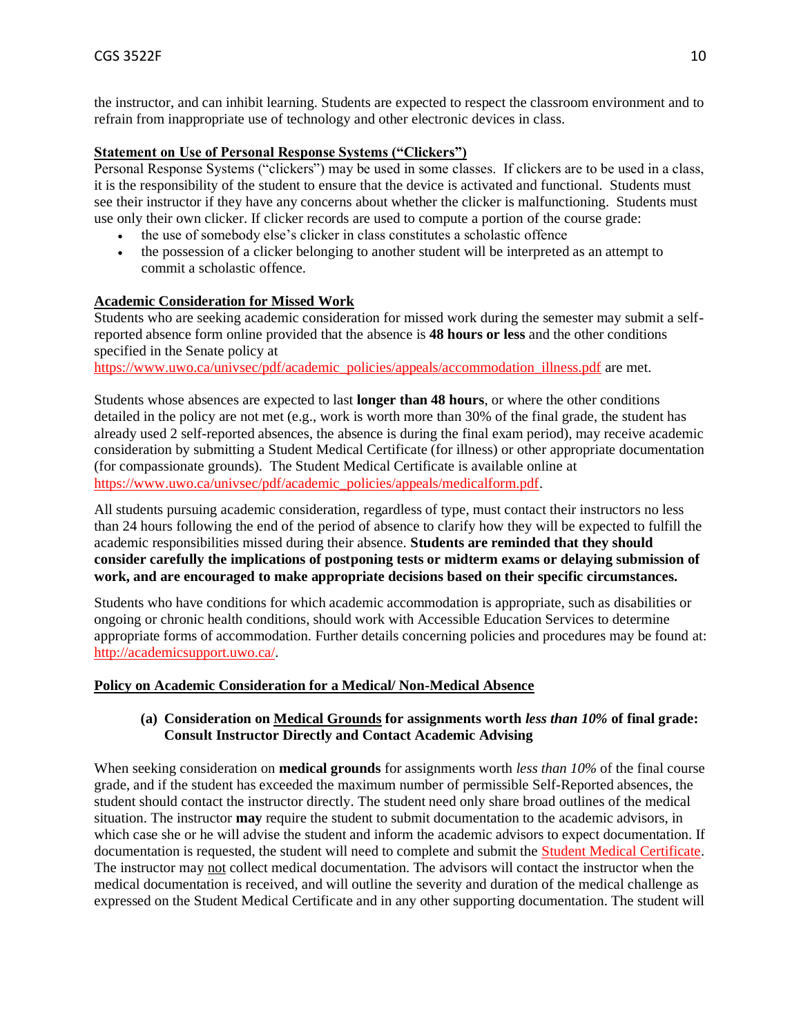the instructor, and can inhibit learning. Students are expected to respect the classroom environment and to refrain from inappropriate use of technology and other electronic devices in class.

**Statement on Use of Personal Response Systems ("Clickers")**

Personal Response Systems ("clickers") may be used in some classes. If clickers are to be used in a class, it is the responsibility of the student to ensure that the device is activated and functional. Students must see their instructor if they have any concerns about whether the clicker is malfunctioning. Students must use only their own clicker. If clicker records are used to compute a portion of the course grade:

- the use of somebody else's clicker in class constitutes a scholastic offence
- the possession of a clicker belonging to another student will be interpreted as an attempt to commit a scholastic offence.

**Academic Consideration for Missed Work**

Students who are seeking academic consideration for missed work during the semester may submit a self-reported absence form online provided that the absence is **48 hours or less** and the other conditions specified in the Senate policy at https://www.uwo.ca/univsec/pdf/academic_policies/appeals/accommodation_illness.pdf are met.

Students whose absences are expected to last **longer than 48 hours**, or where the other conditions detailed in the policy are not met (e.g., work is worth more than 30% of the final grade, the student has already used 2 self-reported absences, the absence is during the final exam period), may receive academic consideration by submitting a Student Medical Certificate (for illness) or other appropriate documentation (for compassionate grounds). The Student Medical Certificate is available online at https://www.uwo.ca/univsec/pdf/academic_policies/appeals/medicalform.pdf.

All students pursuing academic consideration, regardless of type, must contact their instructors no less than 24 hours following the end of the period of absence to clarify how they will be expected to fulfill the academic responsibilities missed during their absence. **Students are reminded that they should consider carefully the implications of postponing tests or midterm exams or delaying submission of work, and are encouraged to make appropriate decisions based on their specific circumstances.**

Students who have conditions for which academic accommodation is appropriate, such as disabilities or ongoing or chronic health conditions, should work with Accessible Education Services to determine appropriate forms of accommodation. Further details concerning policies and procedures may be found at: http://academicsupport.uwo.ca/.

**Policy on Academic Consideration for a Medical/ Non-Medical Absence**

**(a) Consideration on Medical Grounds for assignments worth *less than 10%* of final grade: Consult Instructor Directly and Contact Academic Advising**

When seeking consideration on **medical grounds** for assignments worth *less than 10%* of the final course grade, and if the student has exceeded the maximum number of permissible Self-Reported absences, the student should contact the instructor directly. The student need only share broad outlines of the medical situation. The instructor **may** require the student to submit documentation to the academic advisors, in which case she or he will advise the student and inform the academic advisors to expect documentation. If documentation is requested, the student will need to complete and submit the Student Medical Certificate. The instructor may not collect medical documentation. The advisors will contact the instructor when the medical documentation is received, and will outline the severity and duration of the medical challenge as expressed on the Student Medical Certificate and in any other supporting documentation. The student will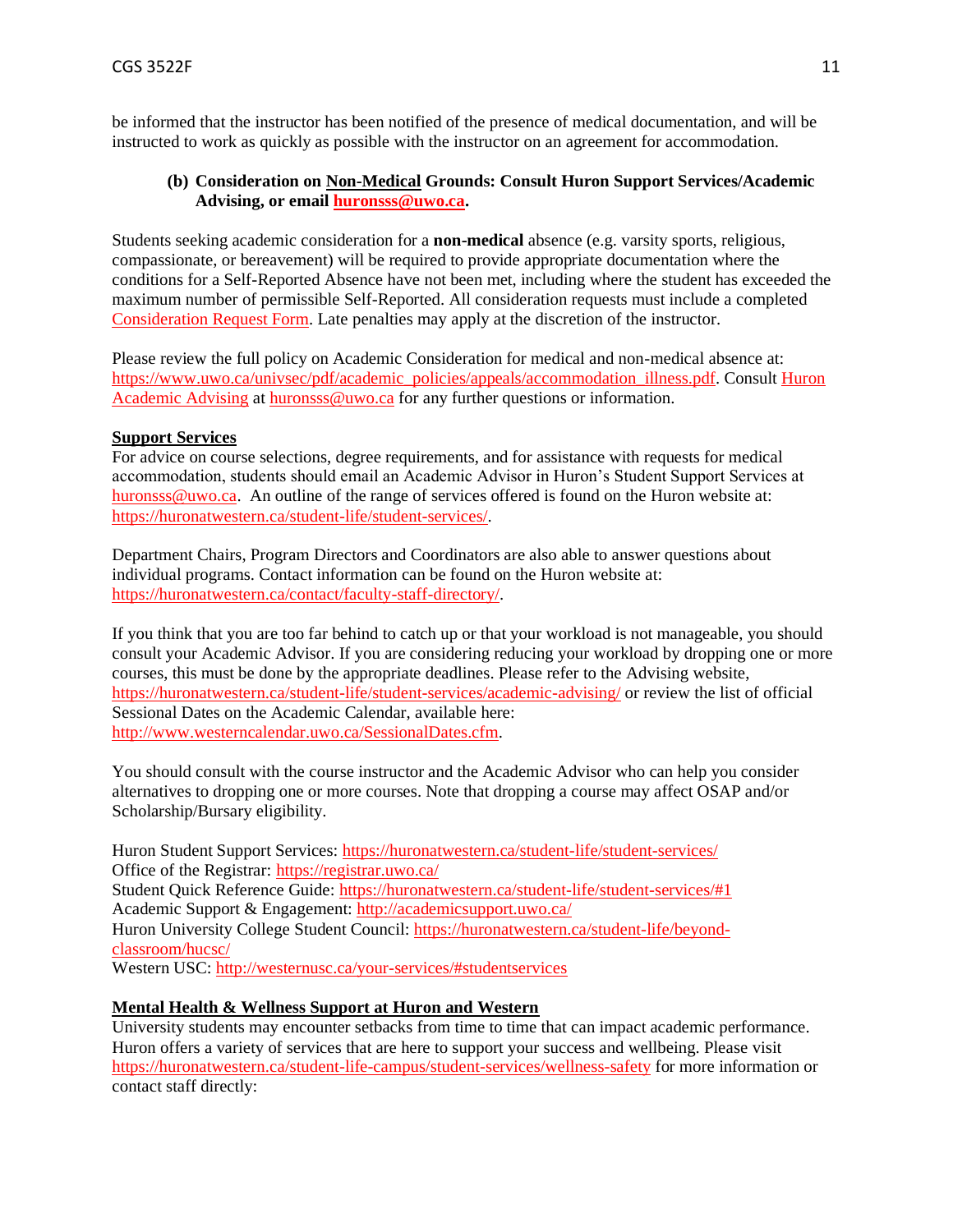be informed that the instructor has been notified of the presence of medical documentation, and will be instructed to work as quickly as possible with the instructor on an agreement for accommodation.

**(b) Consideration on Non-Medical Grounds: Consult Huron Support Services/Academic Advising, or email huronsss@uwo.ca.**

Students seeking academic consideration for a **non-medical** absence (e.g. varsity sports, religious, compassionate, or bereavement) will be required to provide appropriate documentation where the conditions for a Self-Reported Absence have not been met, including where the student has exceeded the maximum number of permissible Self-Reported. All consideration requests must include a completed Consideration Request Form. Late penalties may apply at the discretion of the instructor.

Please review the full policy on Academic Consideration for medical and non-medical absence at: https://www.uwo.ca/univsec/pdf/academic_policies/appeals/accommodation_illness.pdf. Consult Huron Academic Advising at huronsss@uwo.ca for any further questions or information.

**Support Services**

For advice on course selections, degree requirements, and for assistance with requests for medical accommodation, students should email an Academic Advisor in Huron's Student Support Services at huronsss@uwo.ca. An outline of the range of services offered is found on the Huron website at: https://huronatwestern.ca/student-life/student-services/.

Department Chairs, Program Directors and Coordinators are also able to answer questions about individual programs. Contact information can be found on the Huron website at: https://huronatwestern.ca/contact/faculty-staff-directory/.

If you think that you are too far behind to catch up or that your workload is not manageable, you should consult your Academic Advisor. If you are considering reducing your workload by dropping one or more courses, this must be done by the appropriate deadlines. Please refer to the Advising website, https://huronatwestern.ca/student-life/student-services/academic-advising/ or review the list of official Sessional Dates on the Academic Calendar, available here: http://www.westerncalendar.uwo.ca/SessionalDates.cfm.

You should consult with the course instructor and the Academic Advisor who can help you consider alternatives to dropping one or more courses. Note that dropping a course may affect OSAP and/or Scholarship/Bursary eligibility.

Huron Student Support Services: https://huronatwestern.ca/student-life/student-services/
Office of the Registrar: https://registrar.uwo.ca/
Student Quick Reference Guide: https://huronatwestern.ca/student-life/student-services/#1
Academic Support & Engagement: http://academicsupport.uwo.ca/
Huron University College Student Council: https://huronatwestern.ca/student-life/beyond-classroom/hucsc/
Western USC: http://westernusc.ca/your-services/#studentservices

**Mental Health & Wellness Support at Huron and Western**

University students may encounter setbacks from time to time that can impact academic performance. Huron offers a variety of services that are here to support your success and wellbeing. Please visit https://huronatwestern.ca/student-life-campus/student-services/wellness-safety for more information or contact staff directly: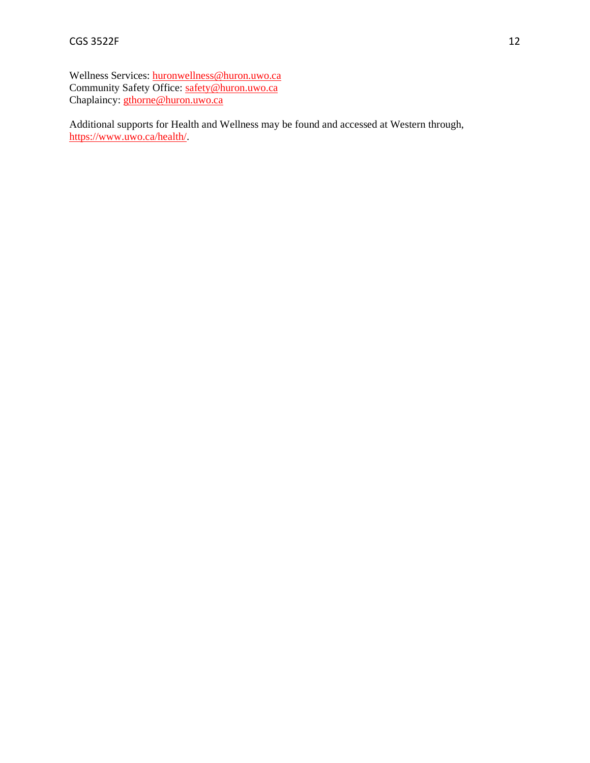Wellness Services: huronwellness@huron.uwo.ca
Community Safety Office: safety@huron.uwo.ca
Chaplaincy: gthorne@huron.uwo.ca

Additional supports for Health and Wellness may be found and accessed at Western through, https://www.uwo.ca/health/.